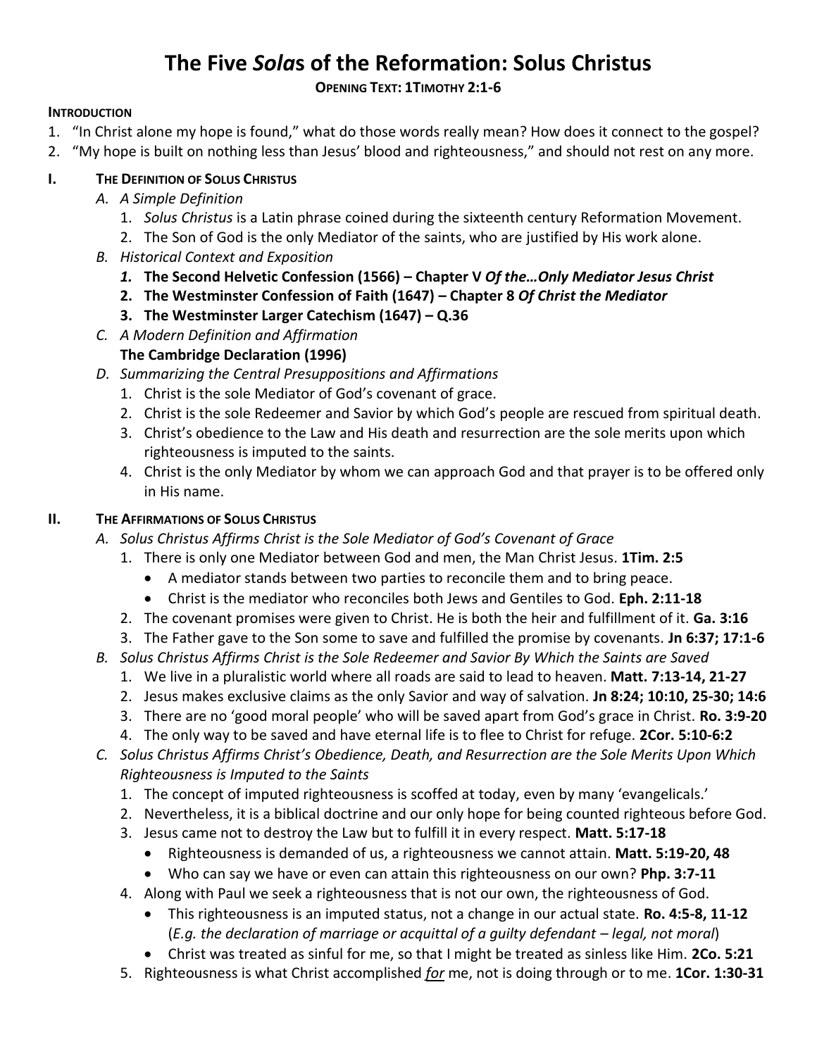# The Five *Sola*s of the Reformation: Solus Christus

**OPENING TEXT: 1TIMOTHY 2:1-6**

**INTRODUCTION**

1. "In Christ alone my hope is found," what do those words really mean? How does it connect to the gospel?
2. "My hope is built on nothing less than Jesus' blood and righteousness," and should not rest on any more.

## I. THE DEFINITION OF SOLUS CHRISTUS

*A. A Simple Definition*

1. *Solus Christus* is a Latin phrase coined during the sixteenth century Reformation Movement.
2. The Son of God is the only Mediator of the saints, who are justified by His work alone.

*B. Historical Context and Exposition*

1. **The Second Helvetic Confession (1566) – Chapter V *Of the…Only Mediator Jesus Christ***
2. **The Westminster Confession of Faith (1647) – Chapter 8 *Of Christ the Mediator***
3. **The Westminster Larger Catechism (1647) – Q.36**

*C. A Modern Definition and Affirmation*

**The Cambridge Declaration (1996)**

*D. Summarizing the Central Presuppositions and Affirmations*

1. Christ is the sole Mediator of God's covenant of grace.
2. Christ is the sole Redeemer and Savior by which God's people are rescued from spiritual death.
3. Christ's obedience to the Law and His death and resurrection are the sole merits upon which righteousness is imputed to the saints.
4. Christ is the only Mediator by whom we can approach God and that prayer is to be offered only in His name.

## II. THE AFFIRMATIONS OF SOLUS CHRISTUS

*A. Solus Christus Affirms Christ is the Sole Mediator of God's Covenant of Grace*

1. There is only one Mediator between God and men, the Man Christ Jesus. **1Tim. 2:5**
   - A mediator stands between two parties to reconcile them and to bring peace.
   - Christ is the mediator who reconciles both Jews and Gentiles to God. **Eph. 2:11-18**
2. The covenant promises were given to Christ. He is both the heir and fulfillment of it. **Ga. 3:16**
3. The Father gave to the Son some to save and fulfilled the promise by covenants. **Jn 6:37; 17:1-6**

*B. Solus Christus Affirms Christ is the Sole Redeemer and Savior By Which the Saints are Saved*

1. We live in a pluralistic world where all roads are said to lead to heaven. **Matt. 7:13-14, 21-27**
2. Jesus makes exclusive claims as the only Savior and way of salvation. **Jn 8:24; 10:10, 25-30; 14:6**
3. There are no 'good moral people' who will be saved apart from God's grace in Christ. **Ro. 3:9-20**
4. The only way to be saved and have eternal life is to flee to Christ for refuge. **2Cor. 5:10-6:2**

*C. Solus Christus Affirms Christ's Obedience, Death, and Resurrection are the Sole Merits Upon Which Righteousness is Imputed to the Saints*

1. The concept of imputed righteousness is scoffed at today, even by many 'evangelicals.'
2. Nevertheless, it is a biblical doctrine and our only hope for being counted righteous before God.
3. Jesus came not to destroy the Law but to fulfill it in every respect. **Matt. 5:17-18**
   - Righteousness is demanded of us, a righteousness we cannot attain. **Matt. 5:19-20, 48**
   - Who can say we have or even can attain this righteousness on our own? **Php. 3:7-11**
4. Along with Paul we seek a righteousness that is not our own, the righteousness of God.
   - This righteousness is an imputed status, not a change in our actual state. **Ro. 4:5-8, 11-12** (*E.g. the declaration of marriage or acquittal of a guilty defendant – legal, not moral*)
   - Christ was treated as sinful for me, so that I might be treated as sinless like Him. **2Co. 5:21**
5. Righteousness is what Christ accomplished *for* me, not is doing through or to me. **1Cor. 1:30-31**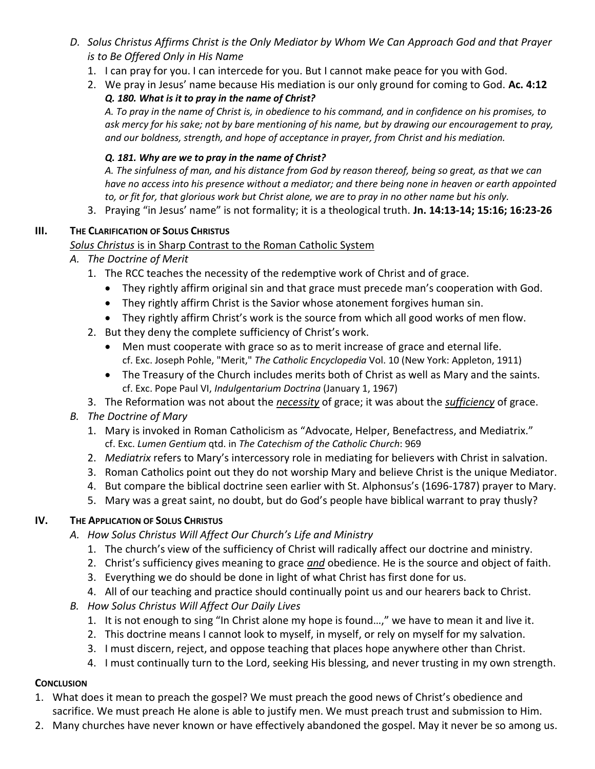*D. Solus Christus Affirms Christ is the Only Mediator by Whom We Can Approach God and that Prayer is to Be Offered Only in His Name*

1. I can pray for you. I can intercede for you. But I cannot make peace for you with God.
2. We pray in Jesus' name because His mediation is our only ground for coming to God. **Ac. 4:12**

   ***Q. 180. What is it to pray in the name of Christ?***

   *A. To pray in the name of Christ is, in obedience to his command, and in confidence on his promises, to ask mercy for his sake; not by bare mentioning of his name, but by drawing our encouragement to pray, and our boldness, strength, and hope of acceptance in prayer, from Christ and his mediation.*

   ***Q. 181. Why are we to pray in the name of Christ?***

   *A. The sinfulness of man, and his distance from God by reason thereof, being so great, as that we can have no access into his presence without a mediator; and there being none in heaven or earth appointed to, or fit for, that glorious work but Christ alone, we are to pray in no other name but his only.*
3. Praying "in Jesus' name" is not formality; it is a theological truth. **Jn. 14:13-14; 15:16; 16:23-26**

## III. The Clarification of Solus Christus

*Solus Christus* is in Sharp Contrast to the Roman Catholic System

*A. The Doctrine of Merit*

1. The RCC teaches the necessity of the redemptive work of Christ and of grace.
   - They rightly affirm original sin and that grace must precede man's cooperation with God.
   - They rightly affirm Christ is the Savior whose atonement forgives human sin.
   - They rightly affirm Christ's work is the source from which all good works of men flow.
2. But they deny the complete sufficiency of Christ's work.
   - Men must cooperate with grace so as to merit increase of grace and eternal life.
     cf. Exc. Joseph Pohle, "Merit," *The Catholic Encyclopedia* Vol. 10 (New York: Appleton, 1911)
   - The Treasury of the Church includes merits both of Christ as well as Mary and the saints.
     cf. Exc. Pope Paul VI, *Indulgentarium Doctrina* (January 1, 1967)
3. The Reformation was not about the ***necessity*** of grace; it was about the ***sufficiency*** of grace.

*B. The Doctrine of Mary*

1. Mary is invoked in Roman Catholicism as "Advocate, Helper, Benefactress, and Mediatrix."
   cf. Exc. *Lumen Gentium* qtd. in *The Catechism of the Catholic Church*: 969
2. *Mediatrix* refers to Mary's intercessory role in mediating for believers with Christ in salvation.
3. Roman Catholics point out they do not worship Mary and believe Christ is the unique Mediator.
4. But compare the biblical doctrine seen earlier with St. Alphonsus's (1696-1787) prayer to Mary.
5. Mary was a great saint, no doubt, but do God's people have biblical warrant to pray thusly?

## IV. The Application of Solus Christus

*A. How Solus Christus Will Affect Our Church's Life and Ministry*

1. The church's view of the sufficiency of Christ will radically affect our doctrine and ministry.
2. Christ's sufficiency gives meaning to grace ***and*** obedience. He is the source and object of faith.
3. Everything we do should be done in light of what Christ has first done for us.
4. All of our teaching and practice should continually point us and our hearers back to Christ.

*B. How Solus Christus Will Affect Our Daily Lives*

1. It is not enough to sing "In Christ alone my hope is found…," we have to mean it and live it.
2. This doctrine means I cannot look to myself, in myself, or rely on myself for my salvation.
3. I must discern, reject, and oppose teaching that places hope anywhere other than Christ.
4. I must continually turn to the Lord, seeking His blessing, and never trusting in my own strength.

## Conclusion

1. What does it mean to preach the gospel? We must preach the good news of Christ's obedience and sacrifice. We must preach He alone is able to justify men. We must preach trust and submission to Him.
2. Many churches have never known or have effectively abandoned the gospel. May it never be so among us.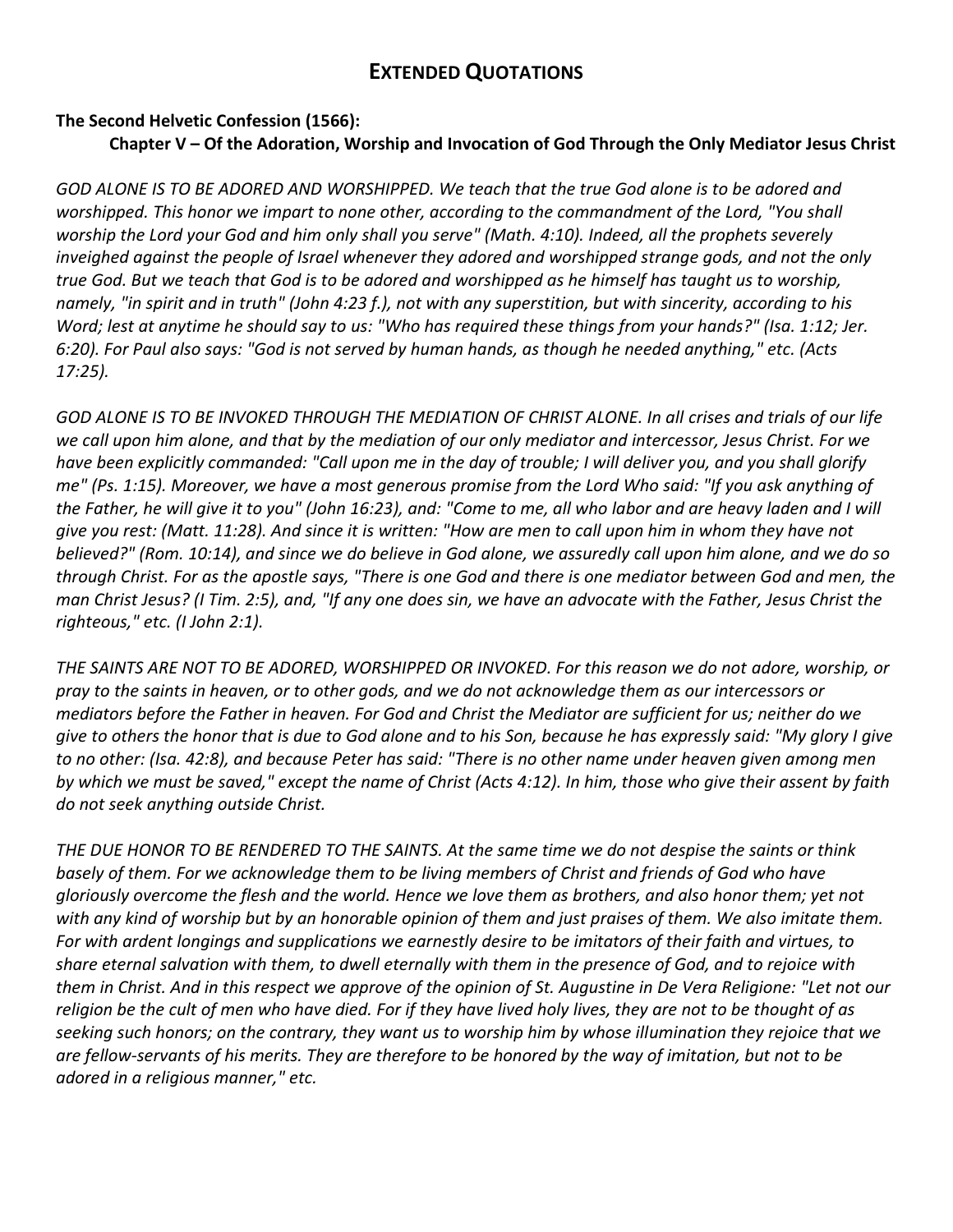# EXTENDED QUOTATIONS

**The Second Helvetic Confession (1566):**

**Chapter V – Of the Adoration, Worship and Invocation of God Through the Only Mediator Jesus Christ**

*GOD ALONE IS TO BE ADORED AND WORSHIPPED. We teach that the true God alone is to be adored and worshipped. This honor we impart to none other, according to the commandment of the Lord, "You shall worship the Lord your God and him only shall you serve" (Math. 4:10). Indeed, all the prophets severely inveighed against the people of Israel whenever they adored and worshipped strange gods, and not the only true God. But we teach that God is to be adored and worshipped as he himself has taught us to worship, namely, "in spirit and in truth" (John 4:23 f.), not with any superstition, but with sincerity, according to his Word; lest at anytime he should say to us: "Who has required these things from your hands?" (Isa. 1:12; Jer. 6:20). For Paul also says: "God is not served by human hands, as though he needed anything," etc. (Acts 17:25).*

*GOD ALONE IS TO BE INVOKED THROUGH THE MEDIATION OF CHRIST ALONE. In all crises and trials of our life we call upon him alone, and that by the mediation of our only mediator and intercessor, Jesus Christ. For we have been explicitly commanded: "Call upon me in the day of trouble; I will deliver you, and you shall glorify me" (Ps. 1:15). Moreover, we have a most generous promise from the Lord Who said: "If you ask anything of the Father, he will give it to you" (John 16:23), and: "Come to me, all who labor and are heavy laden and I will give you rest: (Matt. 11:28). And since it is written: "How are men to call upon him in whom they have not believed?" (Rom. 10:14), and since we do believe in God alone, we assuredly call upon him alone, and we do so through Christ. For as the apostle says, "There is one God and there is one mediator between God and men, the man Christ Jesus? (I Tim. 2:5), and, "If any one does sin, we have an advocate with the Father, Jesus Christ the righteous," etc. (I John 2:1).*

*THE SAINTS ARE NOT TO BE ADORED, WORSHIPPED OR INVOKED. For this reason we do not adore, worship, or pray to the saints in heaven, or to other gods, and we do not acknowledge them as our intercessors or mediators before the Father in heaven. For God and Christ the Mediator are sufficient for us; neither do we give to others the honor that is due to God alone and to his Son, because he has expressly said: "My glory I give to no other: (Isa. 42:8), and because Peter has said: "There is no other name under heaven given among men by which we must be saved," except the name of Christ (Acts 4:12). In him, those who give their assent by faith do not seek anything outside Christ.*

*THE DUE HONOR TO BE RENDERED TO THE SAINTS. At the same time we do not despise the saints or think basely of them. For we acknowledge them to be living members of Christ and friends of God who have gloriously overcome the flesh and the world. Hence we love them as brothers, and also honor them; yet not with any kind of worship but by an honorable opinion of them and just praises of them. We also imitate them. For with ardent longings and supplications we earnestly desire to be imitators of their faith and virtues, to share eternal salvation with them, to dwell eternally with them in the presence of God, and to rejoice with them in Christ. And in this respect we approve of the opinion of St. Augustine in De Vera Religione: "Let not our religion be the cult of men who have died. For if they have lived holy lives, they are not to be thought of as seeking such honors; on the contrary, they want us to worship him by whose illumination they rejoice that we are fellow-servants of his merits. They are therefore to be honored by the way of imitation, but not to be adored in a religious manner," etc.*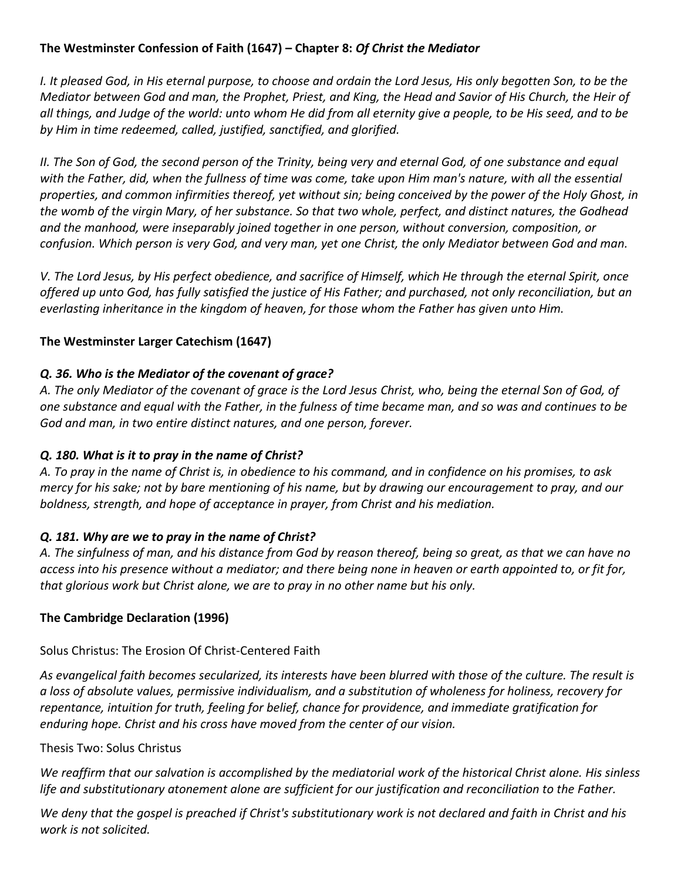**The Westminster Confession of Faith (1647) – Chapter 8:** ***Of Christ the Mediator***

*I. It pleased God, in His eternal purpose, to choose and ordain the Lord Jesus, His only begotten Son, to be the Mediator between God and man, the Prophet, Priest, and King, the Head and Savior of His Church, the Heir of all things, and Judge of the world: unto whom He did from all eternity give a people, to be His seed, and to be by Him in time redeemed, called, justified, sanctified, and glorified.*

*II. The Son of God, the second person of the Trinity, being very and eternal God, of one substance and equal with the Father, did, when the fullness of time was come, take upon Him man's nature, with all the essential properties, and common infirmities thereof, yet without sin; being conceived by the power of the Holy Ghost, in the womb of the virgin Mary, of her substance. So that two whole, perfect, and distinct natures, the Godhead and the manhood, were inseparably joined together in one person, without conversion, composition, or confusion. Which person is very God, and very man, yet one Christ, the only Mediator between God and man.*

*V. The Lord Jesus, by His perfect obedience, and sacrifice of Himself, which He through the eternal Spirit, once offered up unto God, has fully satisfied the justice of His Father; and purchased, not only reconciliation, but an everlasting inheritance in the kingdom of heaven, for those whom the Father has given unto Him.*

**The Westminster Larger Catechism (1647)**

***Q. 36. Who is the Mediator of the covenant of grace?***
*A. The only Mediator of the covenant of grace is the Lord Jesus Christ, who, being the eternal Son of God, of one substance and equal with the Father, in the fulness of time became man, and so was and continues to be God and man, in two entire distinct natures, and one person, forever.*

***Q. 180. What is it to pray in the name of Christ?***
*A. To pray in the name of Christ is, in obedience to his command, and in confidence on his promises, to ask mercy for his sake; not by bare mentioning of his name, but by drawing our encouragement to pray, and our boldness, strength, and hope of acceptance in prayer, from Christ and his mediation.*

***Q. 181. Why are we to pray in the name of Christ?***
*A. The sinfulness of man, and his distance from God by reason thereof, being so great, as that we can have no access into his presence without a mediator; and there being none in heaven or earth appointed to, or fit for, that glorious work but Christ alone, we are to pray in no other name but his only.*

**The Cambridge Declaration (1996)**

Solus Christus: The Erosion Of Christ-Centered Faith

*As evangelical faith becomes secularized, its interests have been blurred with those of the culture. The result is a loss of absolute values, permissive individualism, and a substitution of wholeness for holiness, recovery for repentance, intuition for truth, feeling for belief, chance for providence, and immediate gratification for enduring hope. Christ and his cross have moved from the center of our vision.*

Thesis Two: Solus Christus

*We reaffirm that our salvation is accomplished by the mediatorial work of the historical Christ alone. His sinless life and substitutionary atonement alone are sufficient for our justification and reconciliation to the Father.*

*We deny that the gospel is preached if Christ's substitutionary work is not declared and faith in Christ and his work is not solicited.*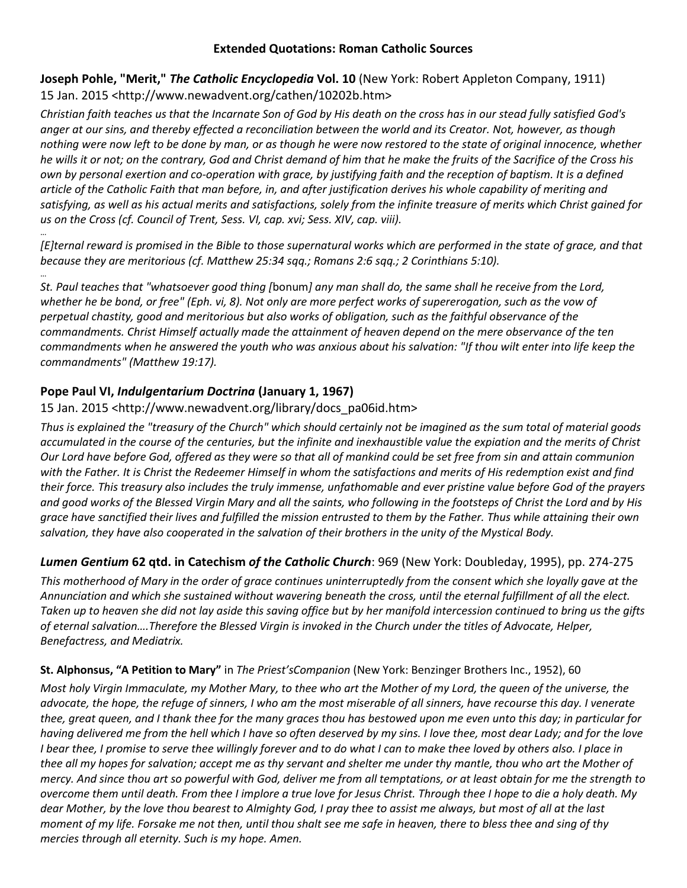## Extended Quotations: Roman Catholic Sources

**Joseph Pohle, "Merit," *The Catholic Encyclopedia* Vol. 10** (New York: Robert Appleton Company, 1911) 15 Jan. 2015 <http://www.newadvent.org/cathen/10202b.htm>

*Christian faith teaches us that the Incarnate Son of God by His death on the cross has in our stead fully satisfied God's anger at our sins, and thereby effected a reconciliation between the world and its Creator. Not, however, as though nothing were now left to be done by man, or as though he were now restored to the state of original innocence, whether he wills it or not; on the contrary, God and Christ demand of him that he make the fruits of the Sacrifice of the Cross his own by personal exertion and co-operation with grace, by justifying faith and the reception of baptism. It is a defined article of the Catholic Faith that man before, in, and after justification derives his whole capability of meriting and satisfying, as well as his actual merits and satisfactions, solely from the infinite treasure of merits which Christ gained for us on the Cross (cf. Council of Trent, Sess. VI, cap. xvi; Sess. XIV, cap. viii).*

*…*

*[E]ternal reward is promised in the Bible to those supernatural works which are performed in the state of grace, and that because they are meritorious (cf. Matthew 25:34 sqq.; Romans 2:6 sqq.; 2 Corinthians 5:10).*

*…*

*St. Paul teaches that "whatsoever good thing [*bonum*] any man shall do, the same shall he receive from the Lord, whether he be bond, or free" (Eph. vi, 8). Not only are more perfect works of supererogation, such as the vow of perpetual chastity, good and meritorious but also works of obligation, such as the faithful observance of the commandments. Christ Himself actually made the attainment of heaven depend on the mere observance of the ten commandments when he answered the youth who was anxious about his salvation: "If thou wilt enter into life keep the commandments" (Matthew 19:17).*

### Pope Paul VI, *Indulgentarium Doctrina* (January 1, 1967)

15 Jan. 2015 <http://www.newadvent.org/library/docs_pa06id.htm>

*Thus is explained the "treasury of the Church" which should certainly not be imagined as the sum total of material goods accumulated in the course of the centuries, but the infinite and inexhaustible value the expiation and the merits of Christ Our Lord have before God, offered as they were so that all of mankind could be set free from sin and attain communion with the Father. It is Christ the Redeemer Himself in whom the satisfactions and merits of His redemption exist and find their force. This treasury also includes the truly immense, unfathomable and ever pristine value before God of the prayers and good works of the Blessed Virgin Mary and all the saints, who following in the footsteps of Christ the Lord and by His grace have sanctified their lives and fulfilled the mission entrusted to them by the Father. Thus while attaining their own salvation, they have also cooperated in the salvation of their brothers in the unity of the Mystical Body.*

### *Lumen Gentium* 62 qtd. in Catechism *of the Catholic Church*: 969 (New York: Doubleday, 1995), pp. 274-275

*This motherhood of Mary in the order of grace continues uninterruptedly from the consent which she loyally gave at the Annunciation and which she sustained without wavering beneath the cross, until the eternal fulfillment of all the elect. Taken up to heaven she did not lay aside this saving office but by her manifold intercession continued to bring us the gifts of eternal salvation….Therefore the Blessed Virgin is invoked in the Church under the titles of Advocate, Helper, Benefactress, and Mediatrix.*

**St. Alphonsus, "A Petition to Mary"** in *The Priest'sCompanion* (New York: Benzinger Brothers Inc., 1952), 60

*Most holy Virgin Immaculate, my Mother Mary, to thee who art the Mother of my Lord, the queen of the universe, the advocate, the hope, the refuge of sinners, I who am the most miserable of all sinners, have recourse this day. I venerate thee, great queen, and I thank thee for the many graces thou has bestowed upon me even unto this day; in particular for having delivered me from the hell which I have so often deserved by my sins. I love thee, most dear Lady; and for the love I bear thee, I promise to serve thee willingly forever and to do what I can to make thee loved by others also. I place in thee all my hopes for salvation; accept me as thy servant and shelter me under thy mantle, thou who art the Mother of mercy. And since thou art so powerful with God, deliver me from all temptations, or at least obtain for me the strength to overcome them until death. From thee I implore a true love for Jesus Christ. Through thee I hope to die a holy death. My dear Mother, by the love thou bearest to Almighty God, I pray thee to assist me always, but most of all at the last moment of my life. Forsake me not then, until thou shalt see me safe in heaven, there to bless thee and sing of thy mercies through all eternity. Such is my hope. Amen.*